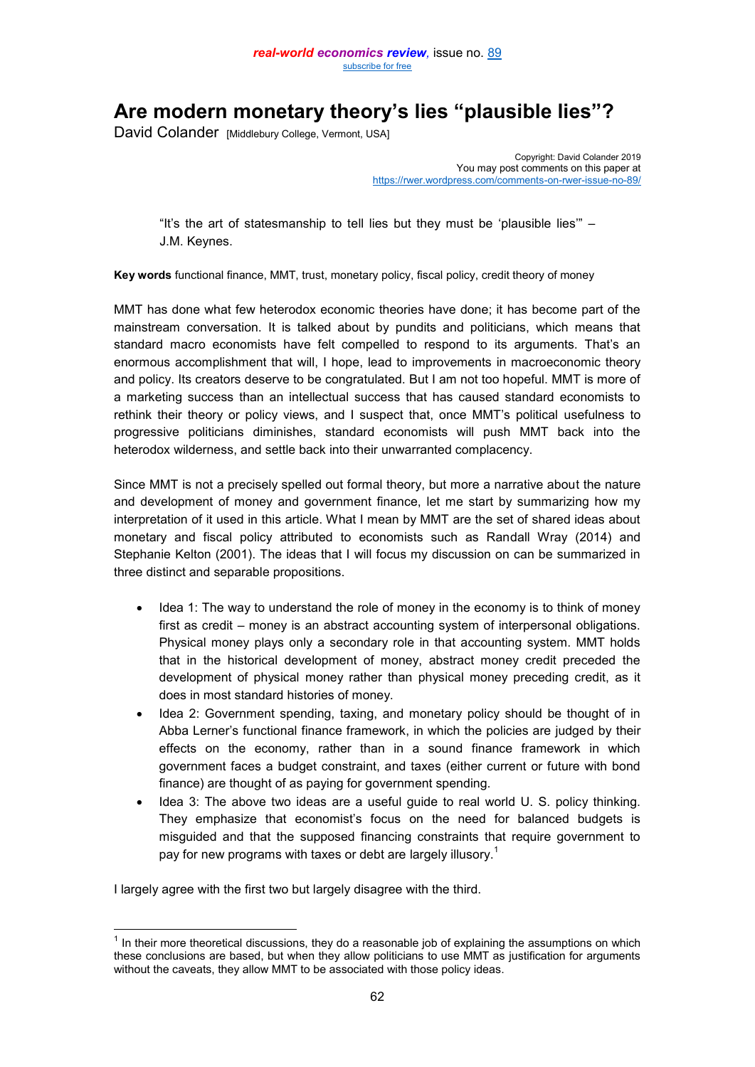# Are modern monetary theory's lies "plausible lies"?

David Colander [Middlebury College, Vermont, USA]

Copyright: David Colander 2019
You may post comments on this paper at
https://rwer.wordpress.com/comments-on-rwer-issue-no-89/

> "It's the art of statesmanship to tell lies but they must be 'plausible lies'" – J.M. Keynes.

**Key words** functional finance, MMT, trust, monetary policy, fiscal policy, credit theory of money

MMT has done what few heterodox economic theories have done; it has become part of the mainstream conversation. It is talked about by pundits and politicians, which means that standard macro economists have felt compelled to respond to its arguments. That's an enormous accomplishment that will, I hope, lead to improvements in macroeconomic theory and policy. Its creators deserve to be congratulated. But I am not too hopeful. MMT is more of a marketing success than an intellectual success that has caused standard economists to rethink their theory or policy views, and I suspect that, once MMT's political usefulness to progressive politicians diminishes, standard economists will push MMT back into the heterodox wilderness, and settle back into their unwarranted complacency.

Since MMT is not a precisely spelled out formal theory, but more a narrative about the nature and development of money and government finance, let me start by summarizing how my interpretation of it used in this article. What I mean by MMT are the set of shared ideas about monetary and fiscal policy attributed to economists such as Randall Wray (2014) and Stephanie Kelton (2001). The ideas that I will focus my discussion on can be summarized in three distinct and separable propositions.

- Idea 1: The way to understand the role of money in the economy is to think of money first as credit – money is an abstract accounting system of interpersonal obligations. Physical money plays only a secondary role in that accounting system. MMT holds that in the historical development of money, abstract money credit preceded the development of physical money rather than physical money preceding credit, as it does in most standard histories of money.
- Idea 2: Government spending, taxing, and monetary policy should be thought of in Abba Lerner's functional finance framework, in which the policies are judged by their effects on the economy, rather than in a sound finance framework in which government faces a budget constraint, and taxes (either current or future with bond finance) are thought of as paying for government spending.
- Idea 3: The above two ideas are a useful guide to real world U. S. policy thinking. They emphasize that economist's focus on the need for balanced budgets is misguided and that the supposed financing constraints that require government to pay for new programs with taxes or debt are largely illusory.[1]

I largely agree with the first two but largely disagree with the third.

[1] In their more theoretical discussions, they do a reasonable job of explaining the assumptions on which these conclusions are based, but when they allow politicians to use MMT as justification for arguments without the caveats, they allow MMT to be associated with those policy ideas.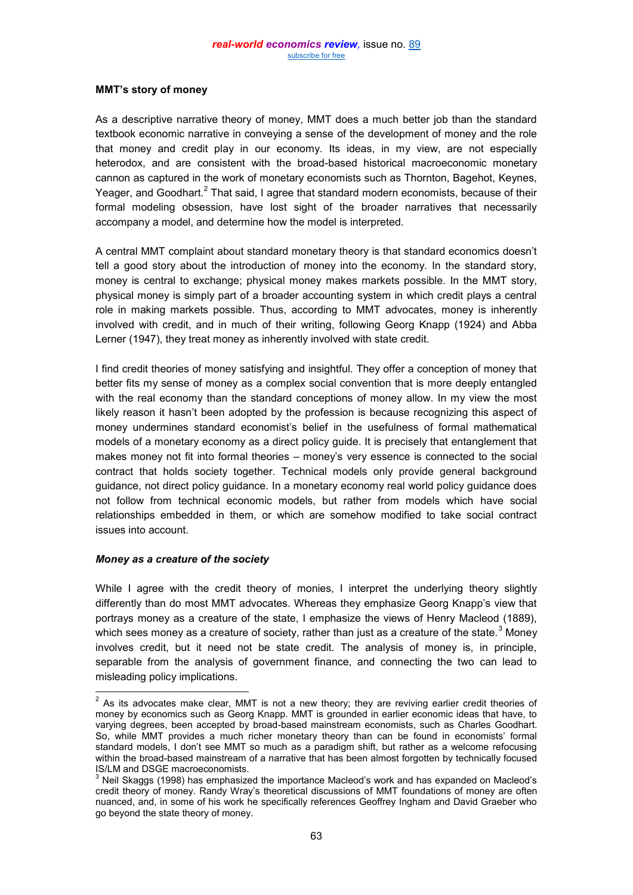**MMT's story of money**

As a descriptive narrative theory of money, MMT does a much better job than the standard textbook economic narrative in conveying a sense of the development of money and the role that money and credit play in our economy. Its ideas, in my view, are not especially heterodox, and are consistent with the broad-based historical macroeconomic monetary cannon as captured in the work of monetary economists such as Thornton, Bagehot, Keynes, Yeager, and Goodhart.[2] That said, I agree that standard modern economists, because of their formal modeling obsession, have lost sight of the broader narratives that necessarily accompany a model, and determine how the model is interpreted.

A central MMT complaint about standard monetary theory is that standard economics doesn't tell a good story about the introduction of money into the economy. In the standard story, money is central to exchange; physical money makes markets possible. In the MMT story, physical money is simply part of a broader accounting system in which credit plays a central role in making markets possible. Thus, according to MMT advocates, money is inherently involved with credit, and in much of their writing, following Georg Knapp (1924) and Abba Lerner (1947), they treat money as inherently involved with state credit.

I find credit theories of money satisfying and insightful. They offer a conception of money that better fits my sense of money as a complex social convention that is more deeply entangled with the real economy than the standard conceptions of money allow. In my view the most likely reason it hasn't been adopted by the profession is because recognizing this aspect of money undermines standard economist's belief in the usefulness of formal mathematical models of a monetary economy as a direct policy guide. It is precisely that entanglement that makes money not fit into formal theories – money's very essence is connected to the social contract that holds society together. Technical models only provide general background guidance, not direct policy guidance. In a monetary economy real world policy guidance does not follow from technical economic models, but rather from models which have social relationships embedded in them, or which are somehow modified to take social contract issues into account.

***Money as a creature of the society***

While I agree with the credit theory of monies, I interpret the underlying theory slightly differently than do most MMT advocates. Whereas they emphasize Georg Knapp's view that portrays money as a creature of the state, I emphasize the views of Henry Macleod (1889), which sees money as a creature of society, rather than just as a creature of the state.[3] Money involves credit, but it need not be state credit. The analysis of money is, in principle, separable from the analysis of government finance, and connecting the two can lead to misleading policy implications.

---

[2] As its advocates make clear, MMT is not a new theory; they are reviving earlier credit theories of money by economics such as Georg Knapp. MMT is grounded in earlier economic ideas that have, to varying degrees, been accepted by broad-based mainstream economists, such as Charles Goodhart. So, while MMT provides a much richer monetary theory than can be found in economists' formal standard models, I don't see MMT so much as a paradigm shift, but rather as a welcome refocusing within the broad-based mainstream of a narrative that has been almost forgotten by technically focused IS/LM and DSGE macroeconomists.

[3] Neil Skaggs (1998) has emphasized the importance Macleod's work and has expanded on Macleod's credit theory of money. Randy Wray's theoretical discussions of MMT foundations of money are often nuanced, and, in some of his work he specifically references Geoffrey Ingham and David Graeber who go beyond the state theory of money.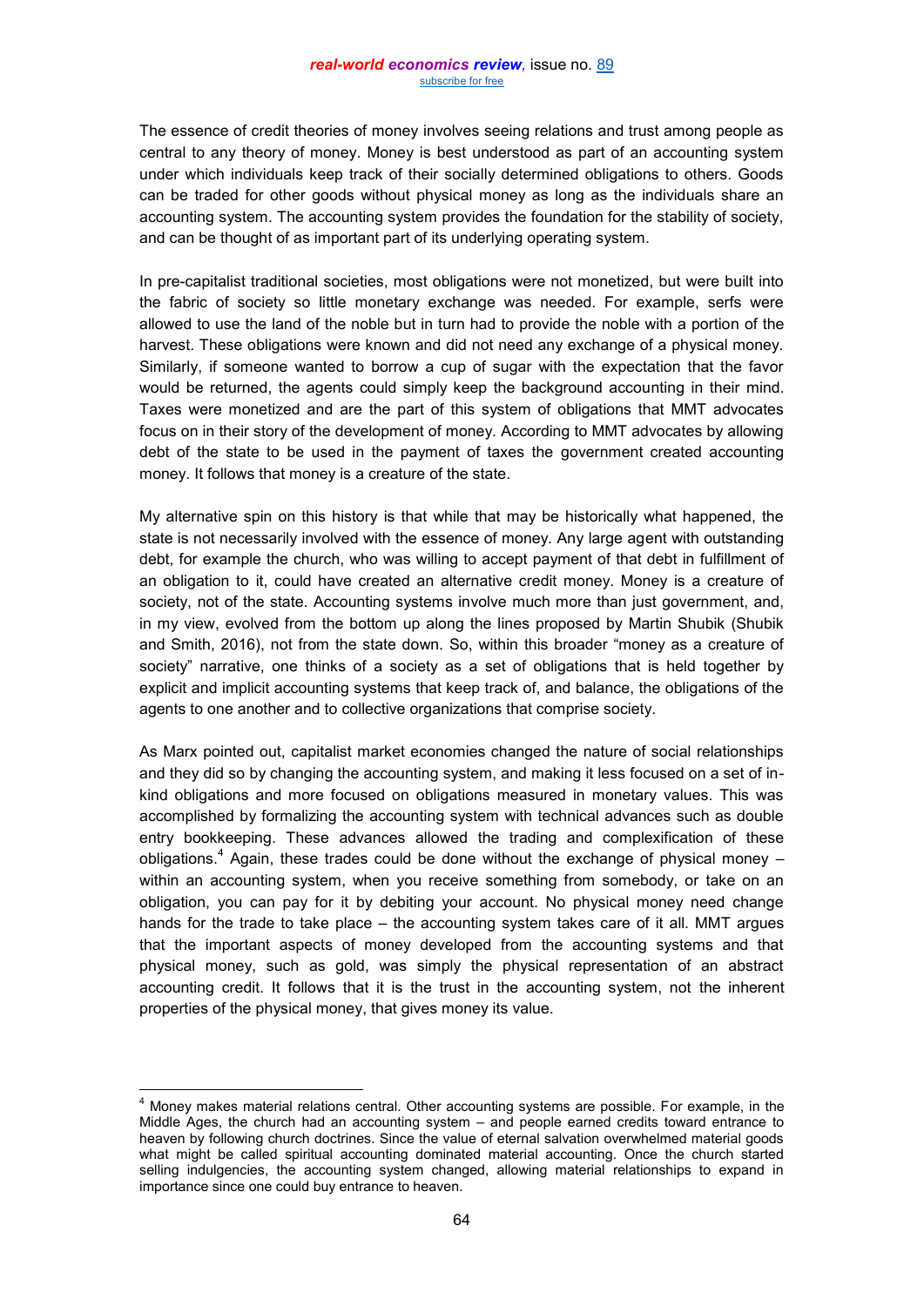The essence of credit theories of money involves seeing relations and trust among people as central to any theory of money. Money is best understood as part of an accounting system under which individuals keep track of their socially determined obligations to others. Goods can be traded for other goods without physical money as long as the individuals share an accounting system. The accounting system provides the foundation for the stability of society, and can be thought of as important part of its underlying operating system.

In pre-capitalist traditional societies, most obligations were not monetized, but were built into the fabric of society so little monetary exchange was needed. For example, serfs were allowed to use the land of the noble but in turn had to provide the noble with a portion of the harvest. These obligations were known and did not need any exchange of a physical money. Similarly, if someone wanted to borrow a cup of sugar with the expectation that the favor would be returned, the agents could simply keep the background accounting in their mind. Taxes were monetized and are the part of this system of obligations that MMT advocates focus on in their story of the development of money. According to MMT advocates by allowing debt of the state to be used in the payment of taxes the government created accounting money. It follows that money is a creature of the state.

My alternative spin on this history is that while that may be historically what happened, the state is not necessarily involved with the essence of money. Any large agent with outstanding debt, for example the church, who was willing to accept payment of that debt in fulfillment of an obligation to it, could have created an alternative credit money. Money is a creature of society, not of the state. Accounting systems involve much more than just government, and, in my view, evolved from the bottom up along the lines proposed by Martin Shubik (Shubik and Smith, 2016), not from the state down. So, within this broader "money as a creature of society" narrative, one thinks of a society as a set of obligations that is held together by explicit and implicit accounting systems that keep track of, and balance, the obligations of the agents to one another and to collective organizations that comprise society.

As Marx pointed out, capitalist market economies changed the nature of social relationships and they did so by changing the accounting system, and making it less focused on a set of in-kind obligations and more focused on obligations measured in monetary values. This was accomplished by formalizing the accounting system with technical advances such as double entry bookkeeping. These advances allowed the trading and complexification of these obligations.[4] Again, these trades could be done without the exchange of physical money – within an accounting system, when you receive something from somebody, or take on an obligation, you can pay for it by debiting your account. No physical money need change hands for the trade to take place – the accounting system takes care of it all. MMT argues that the important aspects of money developed from the accounting systems and that physical money, such as gold, was simply the physical representation of an abstract accounting credit. It follows that it is the trust in the accounting system, not the inherent properties of the physical money, that gives money its value.

---

[4] Money makes material relations central. Other accounting systems are possible. For example, in the Middle Ages, the church had an accounting system – and people earned credits toward entrance to heaven by following church doctrines. Since the value of eternal salvation overwhelmed material goods what might be called spiritual accounting dominated material accounting. Once the church started selling indulgencies, the accounting system changed, allowing material relationships to expand in importance since one could buy entrance to heaven.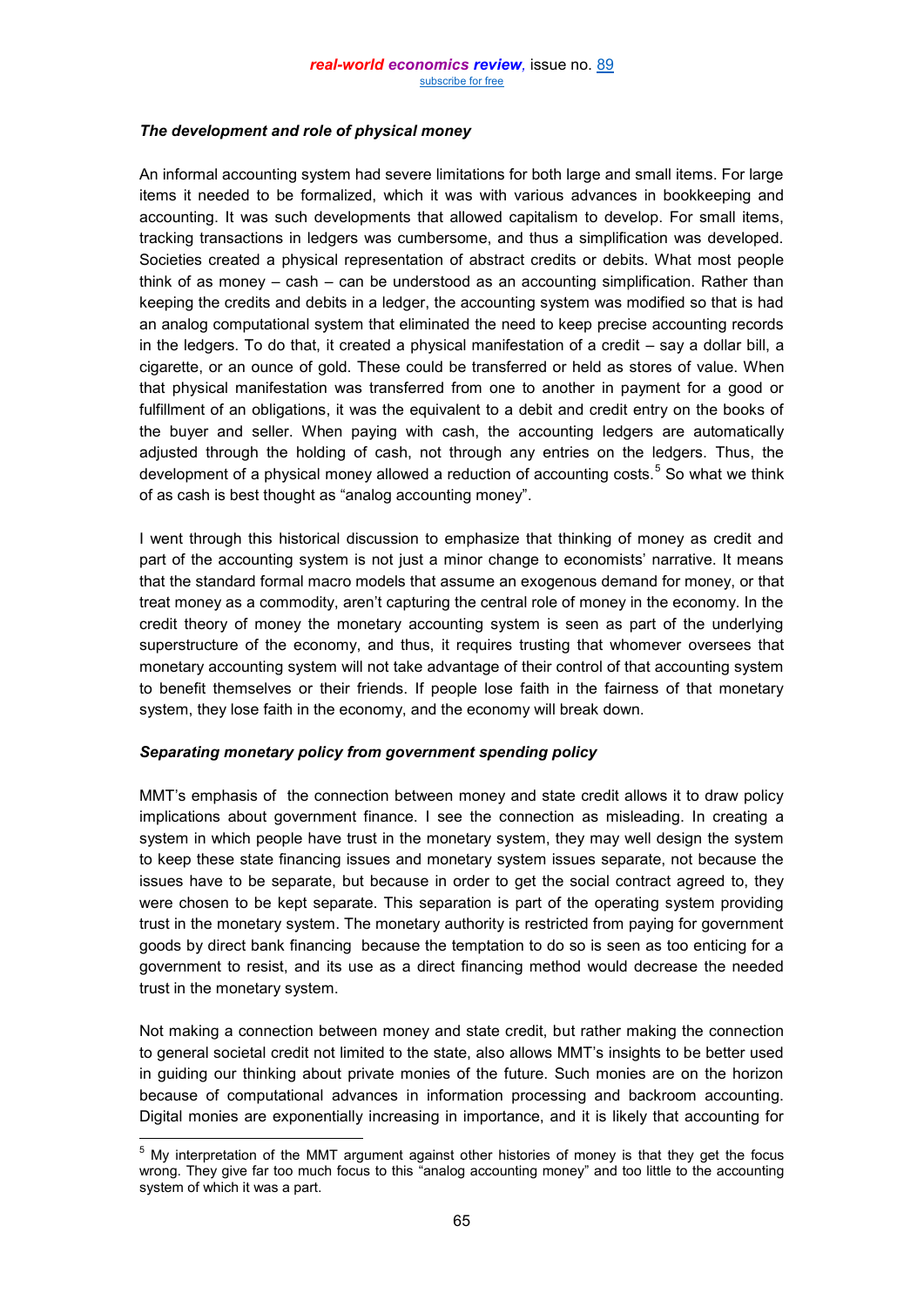### *The development and role of physical money*

An informal accounting system had severe limitations for both large and small items. For large items it needed to be formalized, which it was with various advances in bookkeeping and accounting. It was such developments that allowed capitalism to develop. For small items, tracking transactions in ledgers was cumbersome, and thus a simplification was developed. Societies created a physical representation of abstract credits or debits. What most people think of as money – cash – can be understood as an accounting simplification. Rather than keeping the credits and debits in a ledger, the accounting system was modified so that is had an analog computational system that eliminated the need to keep precise accounting records in the ledgers. To do that, it created a physical manifestation of a credit – say a dollar bill, a cigarette, or an ounce of gold. These could be transferred or held as stores of value. When that physical manifestation was transferred from one to another in payment for a good or fulfillment of an obligations, it was the equivalent to a debit and credit entry on the books of the buyer and seller. When paying with cash, the accounting ledgers are automatically adjusted through the holding of cash, not through any entries on the ledgers. Thus, the development of a physical money allowed a reduction of accounting costs.[5] So what we think of as cash is best thought as "analog accounting money".

I went through this historical discussion to emphasize that thinking of money as credit and part of the accounting system is not just a minor change to economists' narrative. It means that the standard formal macro models that assume an exogenous demand for money, or that treat money as a commodity, aren't capturing the central role of money in the economy. In the credit theory of money the monetary accounting system is seen as part of the underlying superstructure of the economy, and thus, it requires trusting that whomever oversees that monetary accounting system will not take advantage of their control of that accounting system to benefit themselves or their friends. If people lose faith in the fairness of that monetary system, they lose faith in the economy, and the economy will break down.

### *Separating monetary policy from government spending policy*

MMT's emphasis of the connection between money and state credit allows it to draw policy implications about government finance. I see the connection as misleading. In creating a system in which people have trust in the monetary system, they may well design the system to keep these state financing issues and monetary system issues separate, not because the issues have to be separate, but because in order to get the social contract agreed to, they were chosen to be kept separate. This separation is part of the operating system providing trust in the monetary system. The monetary authority is restricted from paying for government goods by direct bank financing because the temptation to do so is seen as too enticing for a government to resist, and its use as a direct financing method would decrease the needed trust in the monetary system.

Not making a connection between money and state credit, but rather making the connection to general societal credit not limited to the state, also allows MMT's insights to be better used in guiding our thinking about private monies of the future. Such monies are on the horizon because of computational advances in information processing and backroom accounting. Digital monies are exponentially increasing in importance, and it is likely that accounting for

[5] My interpretation of the MMT argument against other histories of money is that they get the focus wrong. They give far too much focus to this "analog accounting money" and too little to the accounting system of which it was a part.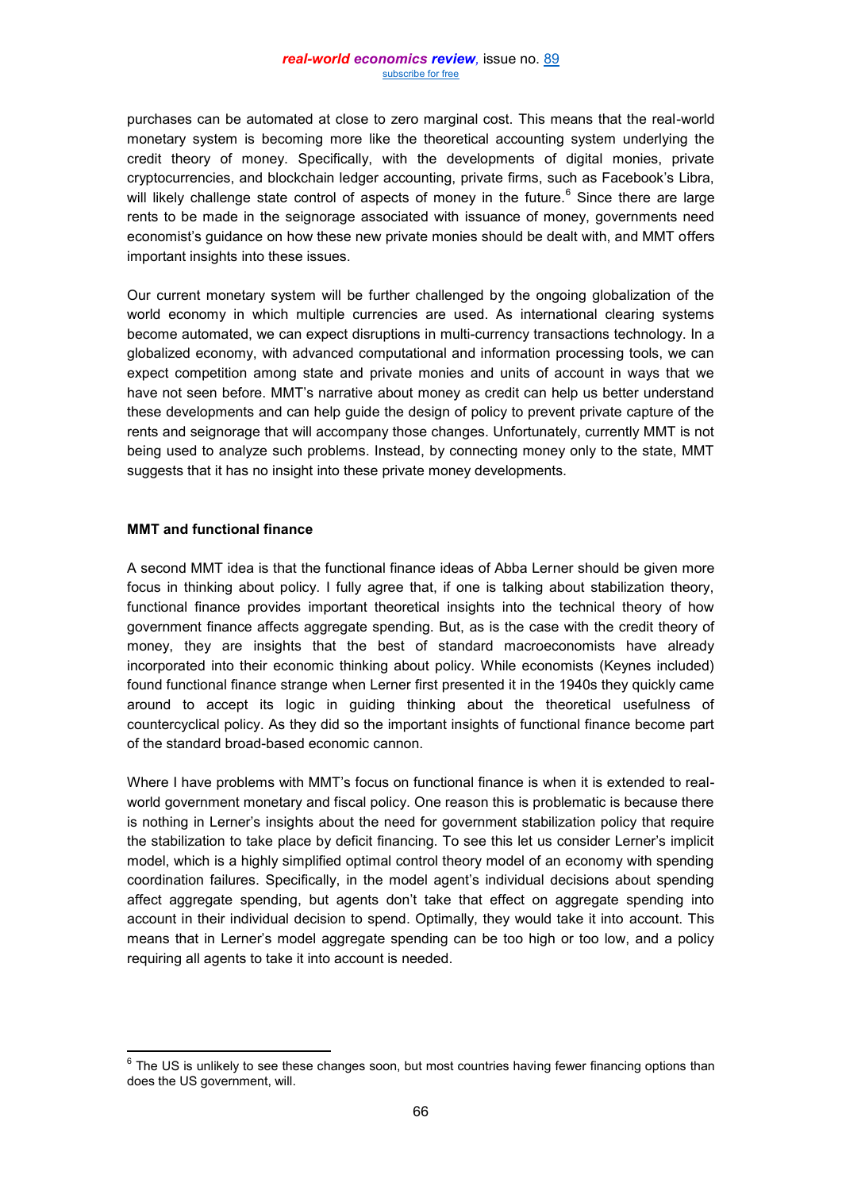purchases can be automated at close to zero marginal cost. This means that the real-world monetary system is becoming more like the theoretical accounting system underlying the credit theory of money. Specifically, with the developments of digital monies, private cryptocurrencies, and blockchain ledger accounting, private firms, such as Facebook's Libra, will likely challenge state control of aspects of money in the future.[6] Since there are large rents to be made in the seignorage associated with issuance of money, governments need economist's guidance on how these new private monies should be dealt with, and MMT offers important insights into these issues.

Our current monetary system will be further challenged by the ongoing globalization of the world economy in which multiple currencies are used. As international clearing systems become automated, we can expect disruptions in multi-currency transactions technology. In a globalized economy, with advanced computational and information processing tools, we can expect competition among state and private monies and units of account in ways that we have not seen before. MMT's narrative about money as credit can help us better understand these developments and can help guide the design of policy to prevent private capture of the rents and seignorage that will accompany those changes. Unfortunately, currently MMT is not being used to analyze such problems. Instead, by connecting money only to the state, MMT suggests that it has no insight into these private money developments.

**MMT and functional finance**

A second MMT idea is that the functional finance ideas of Abba Lerner should be given more focus in thinking about policy. I fully agree that, if one is talking about stabilization theory, functional finance provides important theoretical insights into the technical theory of how government finance affects aggregate spending. But, as is the case with the credit theory of money, they are insights that the best of standard macroeconomists have already incorporated into their economic thinking about policy. While economists (Keynes included) found functional finance strange when Lerner first presented it in the 1940s they quickly came around to accept its logic in guiding thinking about the theoretical usefulness of countercyclical policy. As they did so the important insights of functional finance become part of the standard broad-based economic cannon.

Where I have problems with MMT's focus on functional finance is when it is extended to real-world government monetary and fiscal policy. One reason this is problematic is because there is nothing in Lerner's insights about the need for government stabilization policy that require the stabilization to take place by deficit financing. To see this let us consider Lerner's implicit model, which is a highly simplified optimal control theory model of an economy with spending coordination failures. Specifically, in the model agent's individual decisions about spending affect aggregate spending, but agents don't take that effect on aggregate spending into account in their individual decision to spend. Optimally, they would take it into account. This means that in Lerner's model aggregate spending can be too high or too low, and a policy requiring all agents to take it into account is needed.

[6] The US is unlikely to see these changes soon, but most countries having fewer financing options than does the US government, will.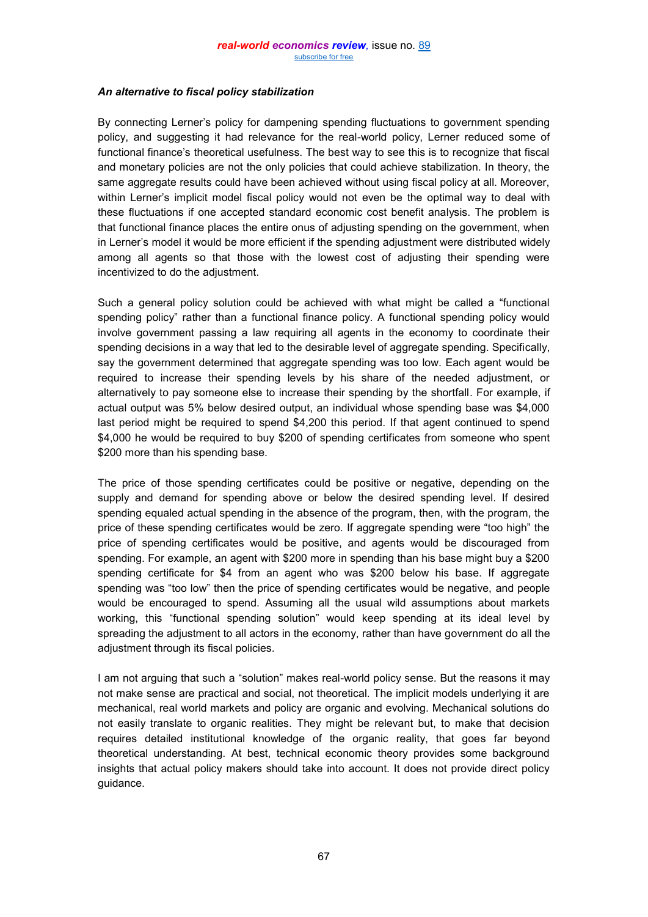### *An alternative to fiscal policy stabilization*

By connecting Lerner's policy for dampening spending fluctuations to government spending policy, and suggesting it had relevance for the real-world policy, Lerner reduced some of functional finance's theoretical usefulness. The best way to see this is to recognize that fiscal and monetary policies are not the only policies that could achieve stabilization. In theory, the same aggregate results could have been achieved without using fiscal policy at all. Moreover, within Lerner's implicit model fiscal policy would not even be the optimal way to deal with these fluctuations if one accepted standard economic cost benefit analysis. The problem is that functional finance places the entire onus of adjusting spending on the government, when in Lerner's model it would be more efficient if the spending adjustment were distributed widely among all agents so that those with the lowest cost of adjusting their spending were incentivized to do the adjustment.

Such a general policy solution could be achieved with what might be called a "functional spending policy" rather than a functional finance policy. A functional spending policy would involve government passing a law requiring all agents in the economy to coordinate their spending decisions in a way that led to the desirable level of aggregate spending. Specifically, say the government determined that aggregate spending was too low. Each agent would be required to increase their spending levels by his share of the needed adjustment, or alternatively to pay someone else to increase their spending by the shortfall. For example, if actual output was 5% below desired output, an individual whose spending base was $4,000 last period might be required to spend $4,200 this period. If that agent continued to spend $4,000 he would be required to buy $200 of spending certificates from someone who spent $200 more than his spending base.

The price of those spending certificates could be positive or negative, depending on the supply and demand for spending above or below the desired spending level. If desired spending equaled actual spending in the absence of the program, then, with the program, the price of these spending certificates would be zero. If aggregate spending were "too high" the price of spending certificates would be positive, and agents would be discouraged from spending. For example, an agent with $200 more in spending than his base might buy a $200 spending certificate for $4 from an agent who was $200 below his base. If aggregate spending was "too low" then the price of spending certificates would be negative, and people would be encouraged to spend. Assuming all the usual wild assumptions about markets working, this "functional spending solution" would keep spending at its ideal level by spreading the adjustment to all actors in the economy, rather than have government do all the adjustment through its fiscal policies.

I am not arguing that such a "solution" makes real-world policy sense. But the reasons it may not make sense are practical and social, not theoretical. The implicit models underlying it are mechanical, real world markets and policy are organic and evolving. Mechanical solutions do not easily translate to organic realities. They might be relevant but, to make that decision requires detailed institutional knowledge of the organic reality, that goes far beyond theoretical understanding. At best, technical economic theory provides some background insights that actual policy makers should take into account. It does not provide direct policy guidance.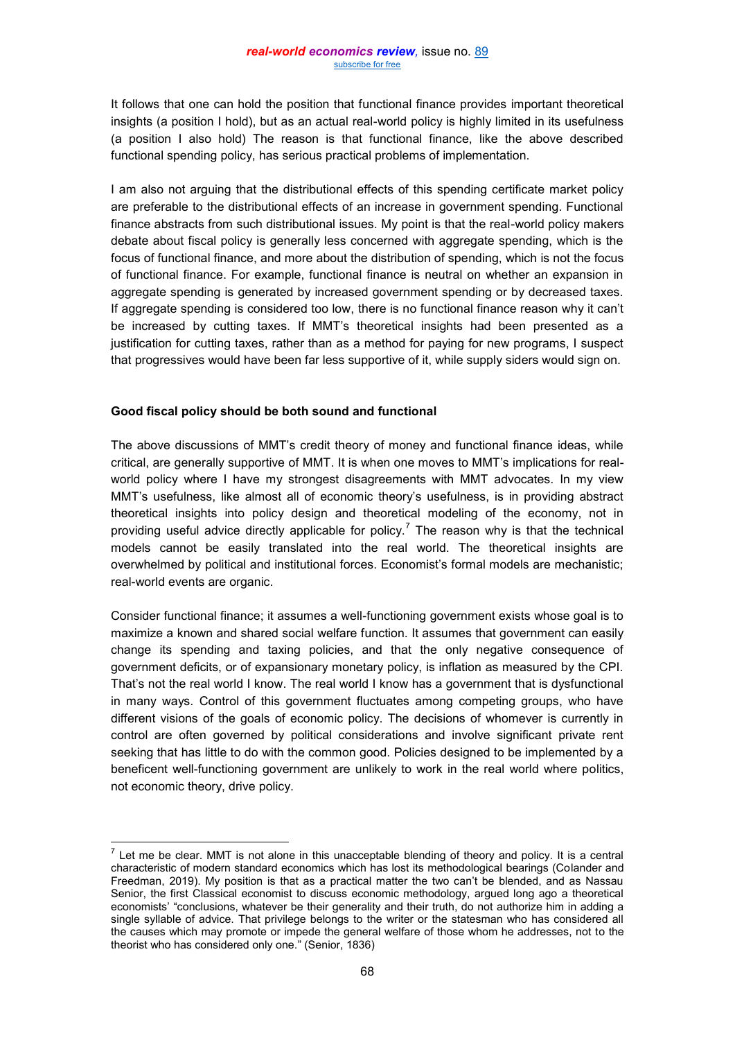It follows that one can hold the position that functional finance provides important theoretical insights (a position I hold), but as an actual real-world policy is highly limited in its usefulness (a position I also hold) The reason is that functional finance, like the above described functional spending policy, has serious practical problems of implementation.

I am also not arguing that the distributional effects of this spending certificate market policy are preferable to the distributional effects of an increase in government spending. Functional finance abstracts from such distributional issues. My point is that the real-world policy makers debate about fiscal policy is generally less concerned with aggregate spending, which is the focus of functional finance, and more about the distribution of spending, which is not the focus of functional finance. For example, functional finance is neutral on whether an expansion in aggregate spending is generated by increased government spending or by decreased taxes. If aggregate spending is considered too low, there is no functional finance reason why it can't be increased by cutting taxes. If MMT's theoretical insights had been presented as a justification for cutting taxes, rather than as a method for paying for new programs, I suspect that progressives would have been far less supportive of it, while supply siders would sign on.

**Good fiscal policy should be both sound and functional**

The above discussions of MMT's credit theory of money and functional finance ideas, while critical, are generally supportive of MMT. It is when one moves to MMT's implications for real-world policy where I have my strongest disagreements with MMT advocates. In my view MMT's usefulness, like almost all of economic theory's usefulness, is in providing abstract theoretical insights into policy design and theoretical modeling of the economy, not in providing useful advice directly applicable for policy.[7] The reason why is that the technical models cannot be easily translated into the real world. The theoretical insights are overwhelmed by political and institutional forces. Economist's formal models are mechanistic; real-world events are organic.

Consider functional finance; it assumes a well-functioning government exists whose goal is to maximize a known and shared social welfare function. It assumes that government can easily change its spending and taxing policies, and that the only negative consequence of government deficits, or of expansionary monetary policy, is inflation as measured by the CPI. That's not the real world I know. The real world I know has a government that is dysfunctional in many ways. Control of this government fluctuates among competing groups, who have different visions of the goals of economic policy. The decisions of whomever is currently in control are often governed by political considerations and involve significant private rent seeking that has little to do with the common good. Policies designed to be implemented by a beneficent well-functioning government are unlikely to work in the real world where politics, not economic theory, drive policy.

[7] Let me be clear. MMT is not alone in this unacceptable blending of theory and policy. It is a central characteristic of modern standard economics which has lost its methodological bearings (Colander and Freedman, 2019). My position is that as a practical matter the two can't be blended, and as Nassau Senior, the first Classical economist to discuss economic methodology, argued long ago a theoretical economists' "conclusions, whatever be their generality and their truth, do not authorize him in adding a single syllable of advice. That privilege belongs to the writer or the statesman who has considered all the causes which may promote or impede the general welfare of those whom he addresses, not to the theorist who has considered only one." (Senior, 1836)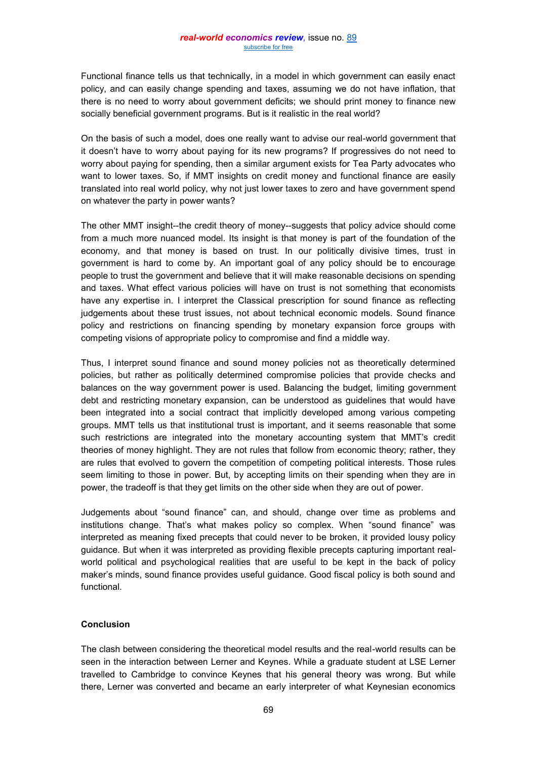Functional finance tells us that technically, in a model in which government can easily enact policy, and can easily change spending and taxes, assuming we do not have inflation, that there is no need to worry about government deficits; we should print money to finance new socially beneficial government programs. But is it realistic in the real world?

On the basis of such a model, does one really want to advise our real-world government that it doesn't have to worry about paying for its new programs? If progressives do not need to worry about paying for spending, then a similar argument exists for Tea Party advocates who want to lower taxes. So, if MMT insights on credit money and functional finance are easily translated into real world policy, why not just lower taxes to zero and have government spend on whatever the party in power wants?

The other MMT insight--the credit theory of money--suggests that policy advice should come from a much more nuanced model. Its insight is that money is part of the foundation of the economy, and that money is based on trust. In our politically divisive times, trust in government is hard to come by. An important goal of any policy should be to encourage people to trust the government and believe that it will make reasonable decisions on spending and taxes. What effect various policies will have on trust is not something that economists have any expertise in. I interpret the Classical prescription for sound finance as reflecting judgements about these trust issues, not about technical economic models. Sound finance policy and restrictions on financing spending by monetary expansion force groups with competing visions of appropriate policy to compromise and find a middle way.

Thus, I interpret sound finance and sound money policies not as theoretically determined policies, but rather as politically determined compromise policies that provide checks and balances on the way government power is used. Balancing the budget, limiting government debt and restricting monetary expansion, can be understood as guidelines that would have been integrated into a social contract that implicitly developed among various competing groups. MMT tells us that institutional trust is important, and it seems reasonable that some such restrictions are integrated into the monetary accounting system that MMT's credit theories of money highlight. They are not rules that follow from economic theory; rather, they are rules that evolved to govern the competition of competing political interests. Those rules seem limiting to those in power. But, by accepting limits on their spending when they are in power, the tradeoff is that they get limits on the other side when they are out of power.

Judgements about "sound finance" can, and should, change over time as problems and institutions change. That's what makes policy so complex. When "sound finance" was interpreted as meaning fixed precepts that could never to be broken, it provided lousy policy guidance. But when it was interpreted as providing flexible precepts capturing important real-world political and psychological realities that are useful to be kept in the back of policy maker's minds, sound finance provides useful guidance. Good fiscal policy is both sound and functional.

## Conclusion

The clash between considering the theoretical model results and the real-world results can be seen in the interaction between Lerner and Keynes. While a graduate student at LSE Lerner travelled to Cambridge to convince Keynes that his general theory was wrong. But while there, Lerner was converted and became an early interpreter of what Keynesian economics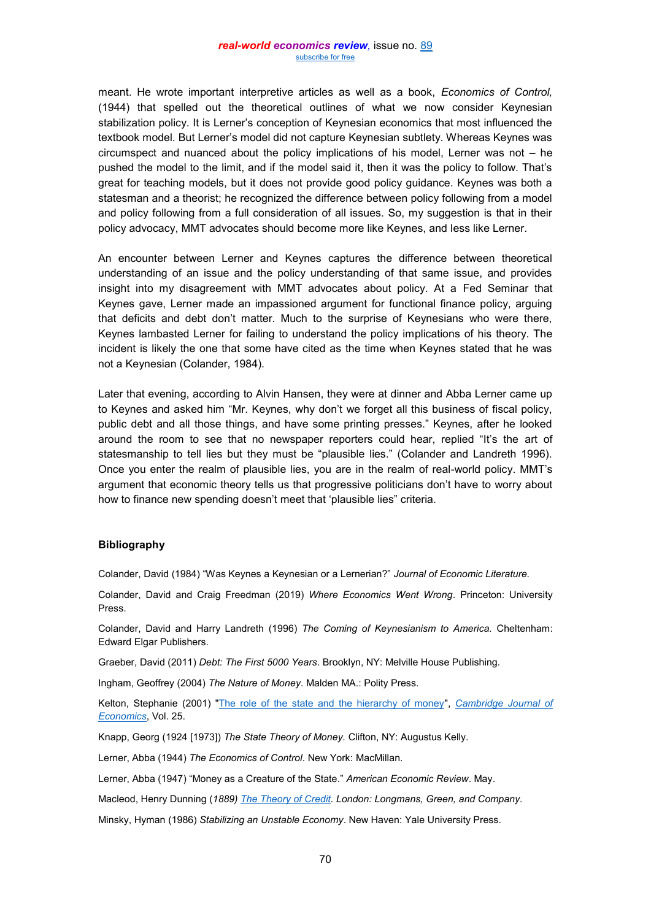meant. He wrote important interpretive articles as well as a book, *Economics of Control,* (1944) that spelled out the theoretical outlines of what we now consider Keynesian stabilization policy. It is Lerner's conception of Keynesian economics that most influenced the textbook model. But Lerner's model did not capture Keynesian subtlety. Whereas Keynes was circumspect and nuanced about the policy implications of his model, Lerner was not – he pushed the model to the limit, and if the model said it, then it was the policy to follow. That's great for teaching models, but it does not provide good policy guidance. Keynes was both a statesman and a theorist; he recognized the difference between policy following from a model and policy following from a full consideration of all issues. So, my suggestion is that in their policy advocacy, MMT advocates should become more like Keynes, and less like Lerner.

An encounter between Lerner and Keynes captures the difference between theoretical understanding of an issue and the policy understanding of that same issue, and provides insight into my disagreement with MMT advocates about policy. At a Fed Seminar that Keynes gave, Lerner made an impassioned argument for functional finance policy, arguing that deficits and debt don't matter. Much to the surprise of Keynesians who were there, Keynes lambasted Lerner for failing to understand the policy implications of his theory. The incident is likely the one that some have cited as the time when Keynes stated that he was not a Keynesian (Colander, 1984).

Later that evening, according to Alvin Hansen, they were at dinner and Abba Lerner came up to Keynes and asked him "Mr. Keynes, why don't we forget all this business of fiscal policy, public debt and all those things, and have some printing presses." Keynes, after he looked around the room to see that no newspaper reporters could hear, replied "It's the art of statesmanship to tell lies but they must be "plausible lies." (Colander and Landreth 1996). Once you enter the realm of plausible lies, you are in the realm of real-world policy. MMT's argument that economic theory tells us that progressive politicians don't have to worry about how to finance new spending doesn't meet that 'plausible lies" criteria.

## Bibliography

Colander, David (1984) "Was Keynes a Keynesian or a Lernerian?" *Journal of Economic Literature.*

Colander, David and Craig Freedman (2019) *Where Economics Went Wrong*. Princeton: University Press.

Colander, David and Harry Landreth (1996) *The Coming of Keynesianism to America.* Cheltenham: Edward Elgar Publishers.

Graeber, David (2011) *Debt: The First 5000 Years*. Brooklyn, NY: Melville House Publishing.

Ingham, Geoffrey (2004) *The Nature of Money*. Malden MA.: Polity Press.

Kelton, Stephanie (2001) "The role of the state and the hierarchy of money", *Cambridge Journal of Economics*, Vol. 25.

Knapp, Georg (1924 [1973]) *The State Theory of Money.* Clifton, NY: Augustus Kelly.

Lerner, Abba (1944) *The Economics of Control*. New York: MacMillan.

Lerner, Abba (1947) "Money as a Creature of the State." *American Economic Review*. May.

Macleod, Henry Dunning (*1889) The Theory of Credit. London: Longmans, Green, and Company.*

Minsky, Hyman (1986) *Stabilizing an Unstable Economy*. New Haven: Yale University Press.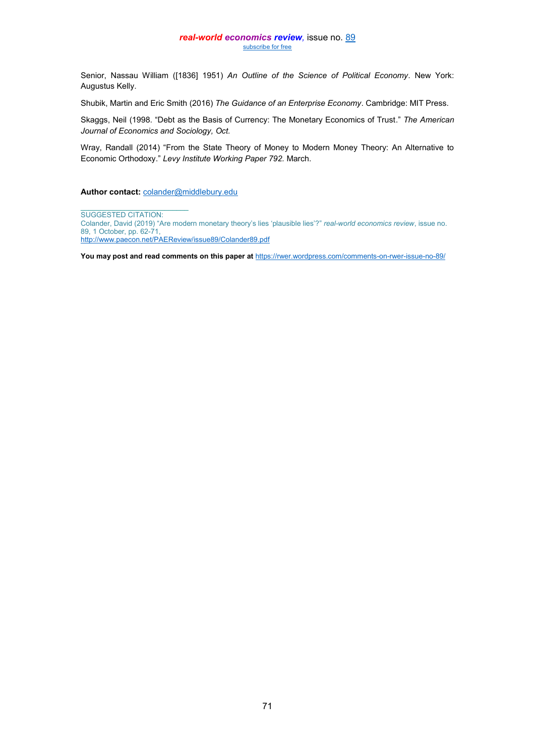Senior, Nassau William ([1836] 1951) *An Outline of the Science of Political Economy*. New York: Augustus Kelly.

Shubik, Martin and Eric Smith (2016) *The Guidance of an Enterprise Economy*. Cambridge: MIT Press.

Skaggs, Neil (1998. "Debt as the Basis of Currency: The Monetary Economics of Trust." *The American Journal of Economics and Sociology, Oct.*

Wray, Randall (2014) "From the State Theory of Money to Modern Money Theory: An Alternative to Economic Orthodoxy." *Levy Institute Working Paper 792.* March.

**Author contact:** colander@middlebury.edu

---

SUGGESTED CITATION:
Colander, David (2019) "Are modern monetary theory's lies 'plausible lies'?" *real-world economics review*, issue no. 89, 1 October, pp. 62-71,
http://www.paecon.net/PAEReview/issue89/Colander89.pdf

**You may post and read comments on this paper at** https://rwer.wordpress.com/comments-on-rwer-issue-no-89/